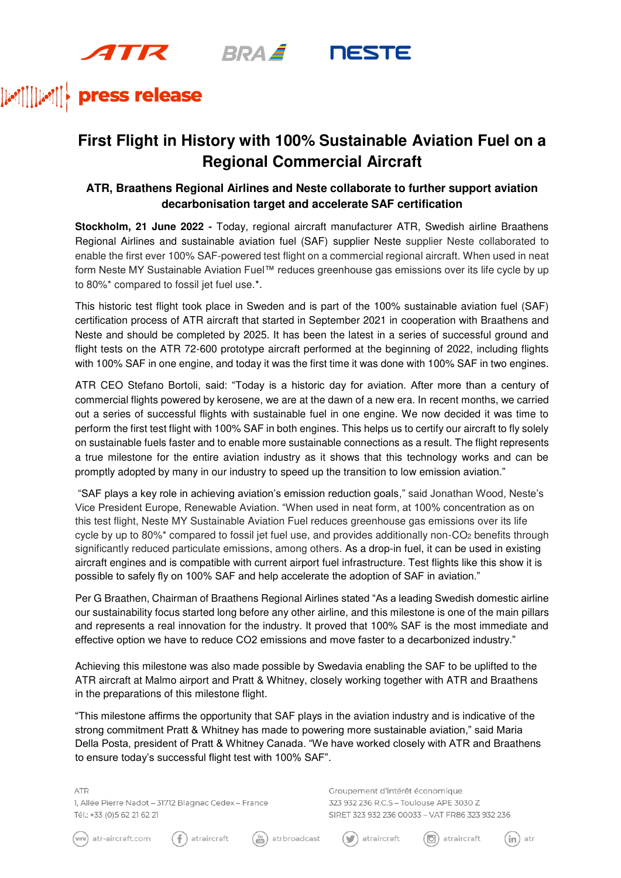press release

# First Flight in History with 100% Sustainable Aviation Fuel on a Regional Commercial Aircraft

### ATR, Braathens Regional Airlines and Neste collaborate to further support aviation decarbonisation target and accelerate SAF certification

**Stockholm, 21 June 2022 -** Today, regional aircraft manufacturer ATR, Swedish airline Braathens Regional Airlines and sustainable aviation fuel (SAF) supplier Neste supplier Neste collaborated to enable the first ever 100% SAF-powered test flight on a commercial regional aircraft. When used in neat form Neste MY Sustainable Aviation Fuel™ reduces greenhouse gas emissions over its life cycle by up to 80%* compared to fossil jet fuel use.*.

This historic test flight took place in Sweden and is part of the 100% sustainable aviation fuel (SAF) certification process of ATR aircraft that started in September 2021 in cooperation with Braathens and Neste and should be completed by 2025. It has been the latest in a series of successful ground and flight tests on the ATR 72-600 prototype aircraft performed at the beginning of 2022, including flights with 100% SAF in one engine, and today it was the first time it was done with 100% SAF in two engines.

ATR CEO Stefano Bortoli, said: "Today is a historic day for aviation. After more than a century of commercial flights powered by kerosene, we are at the dawn of a new era. In recent months, we carried out a series of successful flights with sustainable fuel in one engine. We now decided it was time to perform the first test flight with 100% SAF in both engines. This helps us to certify our aircraft to fly solely on sustainable fuels faster and to enable more sustainable connections as a result. The flight represents a true milestone for the entire aviation industry as it shows that this technology works and can be promptly adopted by many in our industry to speed up the transition to low emission aviation."

"SAF plays a key role in achieving aviation's emission reduction goals," said Jonathan Wood, Neste's Vice President Europe, Renewable Aviation. "When used in neat form, at 100% concentration as on this test flight, Neste MY Sustainable Aviation Fuel reduces greenhouse gas emissions over its life cycle by up to 80%* compared to fossil jet fuel use, and provides additionally non-$CO_2$ benefits through significantly reduced particulate emissions, among others. As a drop-in fuel, it can be used in existing aircraft engines and is compatible with current airport fuel infrastructure. Test flights like this show it is possible to safely fly on 100% SAF and help accelerate the adoption of SAF in aviation."

Per G Braathen, Chairman of Braathens Regional Airlines stated "As a leading Swedish domestic airline our sustainability focus started long before any other airline, and this milestone is one of the main pillars and represents a real innovation for the industry. It proved that 100% SAF is the most immediate and effective option we have to reduce CO2 emissions and move faster to a decarbonized industry."

Achieving this milestone was also made possible by Swedavia enabling the SAF to be uplifted to the ATR aircraft at Malmo airport and Pratt & Whitney, closely working together with ATR and Braathens in the preparations of this milestone flight.

"This milestone affirms the opportunity that SAF plays in the aviation industry and is indicative of the strong commitment Pratt & Whitney has made to powering more sustainable aviation," said Maria Della Posta, president of Pratt & Whitney Canada. "We have worked closely with ATR and Braathens to ensure today's successful flight test with 100% SAF".

ATR
1, Allée Pierre Nadot – 31712 Blagnac Cedex – France
Tél.: +33 (0)5 62 21 62 21

Groupement d'intérêt économique
323 932 236 R.C.S – Toulouse APE 3030 Z
SIRET 323 932 236 00033 – VAT FR86 323 932 236

atr-aircraft.com | atraircraft | atrbroadcast | atraircraft | atraircraft | atr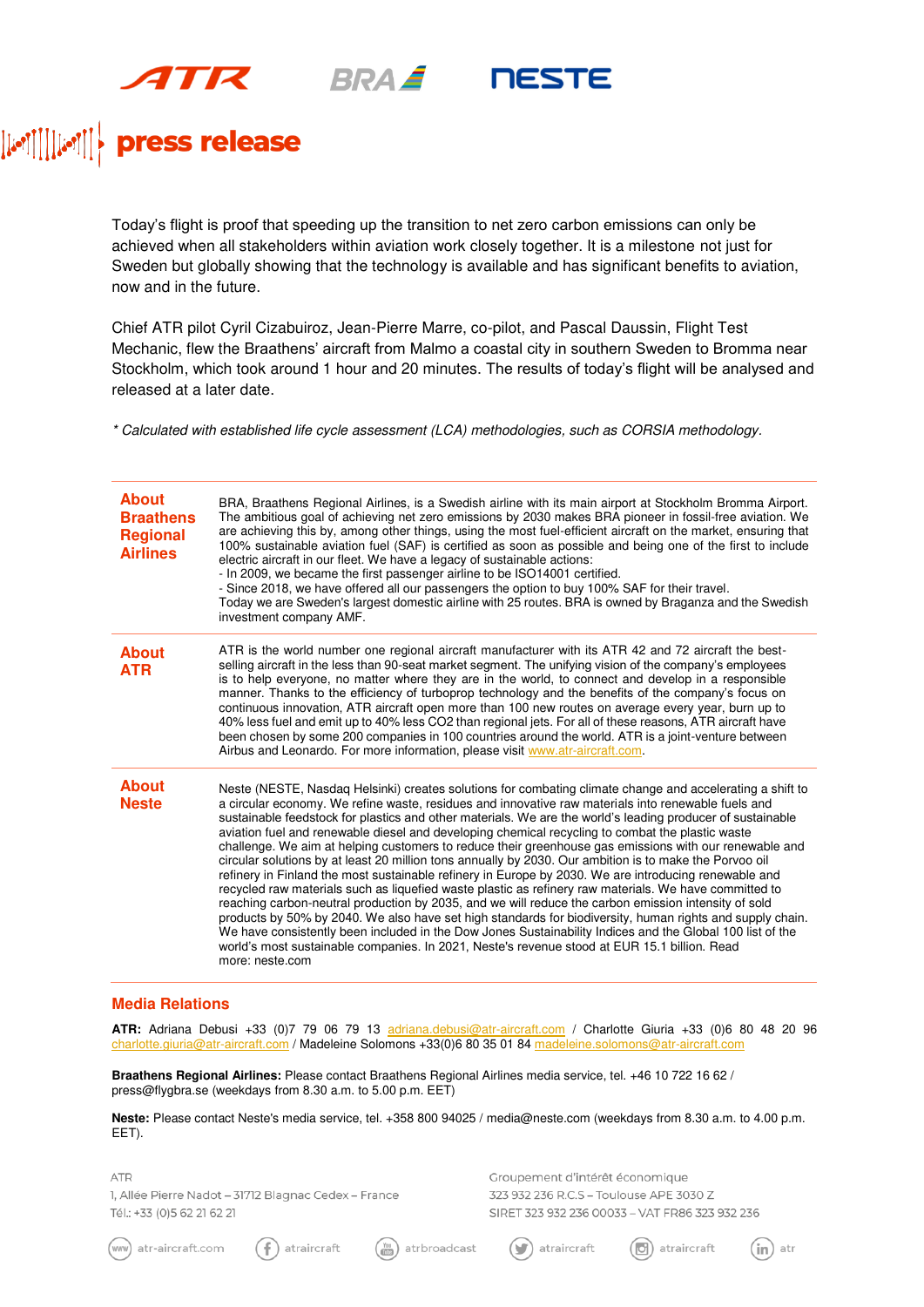# press release

Today's flight is proof that speeding up the transition to net zero carbon emissions can only be achieved when all stakeholders within aviation work closely together. It is a milestone not just for Sweden but globally showing that the technology is available and has significant benefits to aviation, now and in the future.

Chief ATR pilot Cyril Cizabuiroz, Jean-Pierre Marre, co-pilot, and Pascal Daussin, Flight Test Mechanic, flew the Braathens' aircraft from Malmo a coastal city in southern Sweden to Bromma near Stockholm, which took around 1 hour and 20 minutes. The results of today's flight will be analysed and released at a later date.

*\* Calculated with established life cycle assessment (LCA) methodologies, such as CORSIA methodology.*

## About Braathens Regional Airlines

BRA, Braathens Regional Airlines, is a Swedish airline with its main airport at Stockholm Bromma Airport. The ambitious goal of achieving net zero emissions by 2030 makes BRA pioneer in fossil-free aviation. We are achieving this by, among other things, using the most fuel-efficient aircraft on the market, ensuring that 100% sustainable aviation fuel (SAF) is certified as soon as possible and being one of the first to include electric aircraft in our fleet. We have a legacy of sustainable actions:

- In 2009, we became the first passenger airline to be ISO14001 certified.
- Since 2018, we have offered all our passengers the option to buy 100% SAF for their travel.

Today we are Sweden's largest domestic airline with 25 routes. BRA is owned by Braganza and the Swedish investment company AMF.

## About ATR

ATR is the world number one regional aircraft manufacturer with its ATR 42 and 72 aircraft the best-selling aircraft in the less than 90-seat market segment. The unifying vision of the company's employees is to help everyone, no matter where they are in the world, to connect and develop in a responsible manner. Thanks to the efficiency of turboprop technology and the benefits of the company's focus on continuous innovation, ATR aircraft open more than 100 new routes on average every year, burn up to 40% less fuel and emit up to 40% less CO2 than regional jets. For all of these reasons, ATR aircraft have been chosen by some 200 companies in 100 countries around the world. ATR is a joint-venture between Airbus and Leonardo. For more information, please visit www.atr-aircraft.com.

## About Neste

Neste (NESTE, Nasdaq Helsinki) creates solutions for combating climate change and accelerating a shift to a circular economy. We refine waste, residues and innovative raw materials into renewable fuels and sustainable feedstock for plastics and other materials. We are the world's leading producer of sustainable aviation fuel and renewable diesel and developing chemical recycling to combat the plastic waste challenge. We aim at helping customers to reduce their greenhouse gas emissions with our renewable and circular solutions by at least 20 million tons annually by 2030. Our ambition is to make the Porvoo oil refinery in Finland the most sustainable refinery in Europe by 2030. We are introducing renewable and recycled raw materials such as liquefied waste plastic as refinery raw materials. We have committed to reaching carbon-neutral production by 2035, and we will reduce the carbon emission intensity of sold products by 50% by 2040. We also have set high standards for biodiversity, human rights and supply chain. We have consistently been included in the Dow Jones Sustainability Indices and the Global 100 list of the world's most sustainable companies. In 2021, Neste's revenue stood at EUR 15.1 billion. Read more: neste.com

## Media Relations

**ATR:** Adriana Debusi +33 (0)7 79 06 79 13 adriana.debusi@atr-aircraft.com / Charlotte Giuria +33 (0)6 80 48 20 96 charlotte.giuria@atr-aircraft.com / Madeleine Solomons +33(0)6 80 35 01 84 madeleine.solomons@atr-aircraft.com

**Braathens Regional Airlines:** Please contact Braathens Regional Airlines media service, tel. +46 10 722 16 62 / press@flygbra.se (weekdays from 8.30 a.m. to 5.00 p.m. EET)

**Neste:** Please contact Neste's media service, tel. +358 800 94025 / media@neste.com (weekdays from 8.30 a.m. to 4.00 p.m. EET).